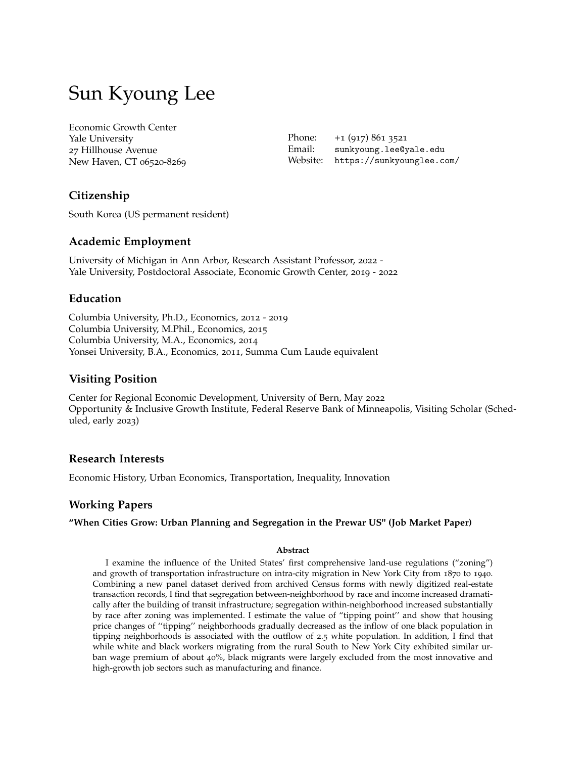# Sun Kyoung Lee

Economic Growth Center
Yale University
27 Hillhouse Avenue
New Haven, CT 06520-8269

Phone: +1 (917) 861 3521
Email: sunkyoung.lee@yale.edu
Website: https://sunkyounglee.com/

## Citizenship

South Korea (US permanent resident)

## Academic Employment

University of Michigan in Ann Arbor, Research Assistant Professor, 2022 -
Yale University, Postdoctoral Associate, Economic Growth Center, 2019 - 2022

## Education

Columbia University, Ph.D., Economics, 2012 - 2019
Columbia University, M.Phil., Economics, 2015
Columbia University, M.A., Economics, 2014
Yonsei University, B.A., Economics, 2011, Summa Cum Laude equivalent

## Visiting Position

Center for Regional Economic Development, University of Bern, May 2022
Opportunity & Inclusive Growth Institute, Federal Reserve Bank of Minneapolis, Visiting Scholar (Scheduled, early 2023)

## Research Interests

Economic History, Urban Economics, Transportation, Inequality, Innovation

## Working Papers

**"When Cities Grow: Urban Planning and Segregation in the Prewar US" (Job Market Paper)**

**Abstract**

I examine the influence of the United States' first comprehensive land-use regulations ("zoning") and growth of transportation infrastructure on intra-city migration in New York City from 1870 to 1940. Combining a new panel dataset derived from archived Census forms with newly digitized real-estate transaction records, I find that segregation between-neighborhood by race and income increased dramatically after the building of transit infrastructure; segregation within-neighborhood increased substantially by race after zoning was implemented. I estimate the value of "tipping point" and show that housing price changes of "tipping" neighborhoods gradually decreased as the inflow of one black population in tipping neighborhoods is associated with the outflow of 2.5 white population. In addition, I find that while white and black workers migrating from the rural South to New York City exhibited similar urban wage premium of about 40%, black migrants were largely excluded from the most innovative and high-growth job sectors such as manufacturing and finance.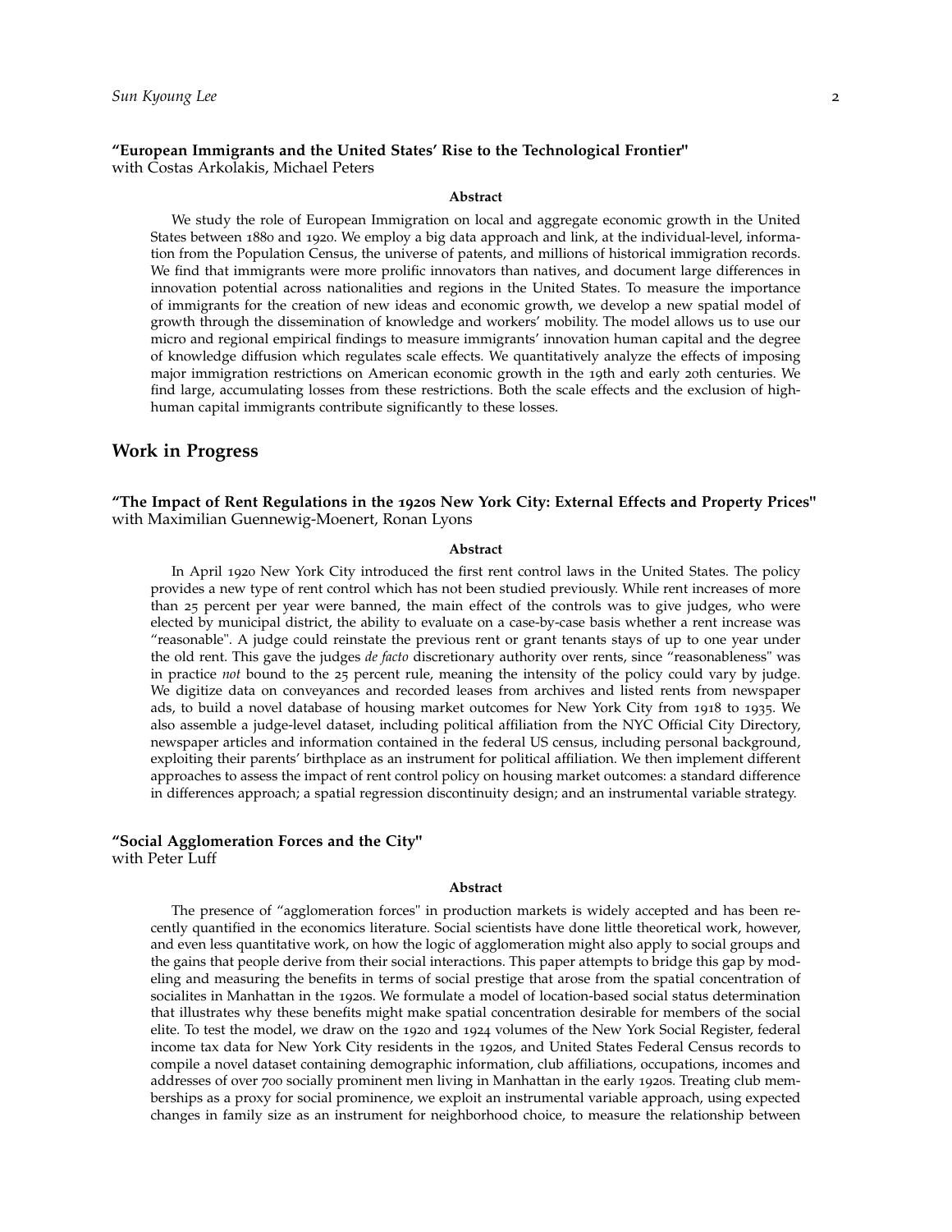**"European Immigrants and the United States' Rise to the Technological Frontier"**
with Costas Arkolakis, Michael Peters

**Abstract**

We study the role of European Immigration on local and aggregate economic growth in the United States between 1880 and 1920. We employ a big data approach and link, at the individual-level, information from the Population Census, the universe of patents, and millions of historical immigration records. We find that immigrants were more prolific innovators than natives, and document large differences in innovation potential across nationalities and regions in the United States. To measure the importance of immigrants for the creation of new ideas and economic growth, we develop a new spatial model of growth through the dissemination of knowledge and workers' mobility. The model allows us to use our micro and regional empirical findings to measure immigrants' innovation human capital and the degree of knowledge diffusion which regulates scale effects. We quantitatively analyze the effects of imposing major immigration restrictions on American economic growth in the 19th and early 20th centuries. We find large, accumulating losses from these restrictions. Both the scale effects and the exclusion of high-human capital immigrants contribute significantly to these losses.

## Work in Progress

**"The Impact of Rent Regulations in the 1920s New York City: External Effects and Property Prices"**
with Maximilian Guennewig-Moenert, Ronan Lyons

**Abstract**

In April 1920 New York City introduced the first rent control laws in the United States. The policy provides a new type of rent control which has not been studied previously. While rent increases of more than 25 percent per year were banned, the main effect of the controls was to give judges, who were elected by municipal district, the ability to evaluate on a case-by-case basis whether a rent increase was "reasonable". A judge could reinstate the previous rent or grant tenants stays of up to one year under the old rent. This gave the judges *de facto* discretionary authority over rents, since "reasonableness" was in practice *not* bound to the 25 percent rule, meaning the intensity of the policy could vary by judge. We digitize data on conveyances and recorded leases from archives and listed rents from newspaper ads, to build a novel database of housing market outcomes for New York City from 1918 to 1935. We also assemble a judge-level dataset, including political affiliation from the NYC Official City Directory, newspaper articles and information contained in the federal US census, including personal background, exploiting their parents' birthplace as an instrument for political affiliation. We then implement different approaches to assess the impact of rent control policy on housing market outcomes: a standard difference in differences approach; a spatial regression discontinuity design; and an instrumental variable strategy.

**"Social Agglomeration Forces and the City"**
with Peter Luff

**Abstract**

The presence of "agglomeration forces" in production markets is widely accepted and has been recently quantified in the economics literature. Social scientists have done little theoretical work, however, and even less quantitative work, on how the logic of agglomeration might also apply to social groups and the gains that people derive from their social interactions. This paper attempts to bridge this gap by modeling and measuring the benefits in terms of social prestige that arose from the spatial concentration of socialites in Manhattan in the 1920s. We formulate a model of location-based social status determination that illustrates why these benefits might make spatial concentration desirable for members of the social elite. To test the model, we draw on the 1920 and 1924 volumes of the New York Social Register, federal income tax data for New York City residents in the 1920s, and United States Federal Census records to compile a novel dataset containing demographic information, club affiliations, occupations, incomes and addresses of over 700 socially prominent men living in Manhattan in the early 1920s. Treating club memberships as a proxy for social prominence, we exploit an instrumental variable approach, using expected changes in family size as an instrument for neighborhood choice, to measure the relationship between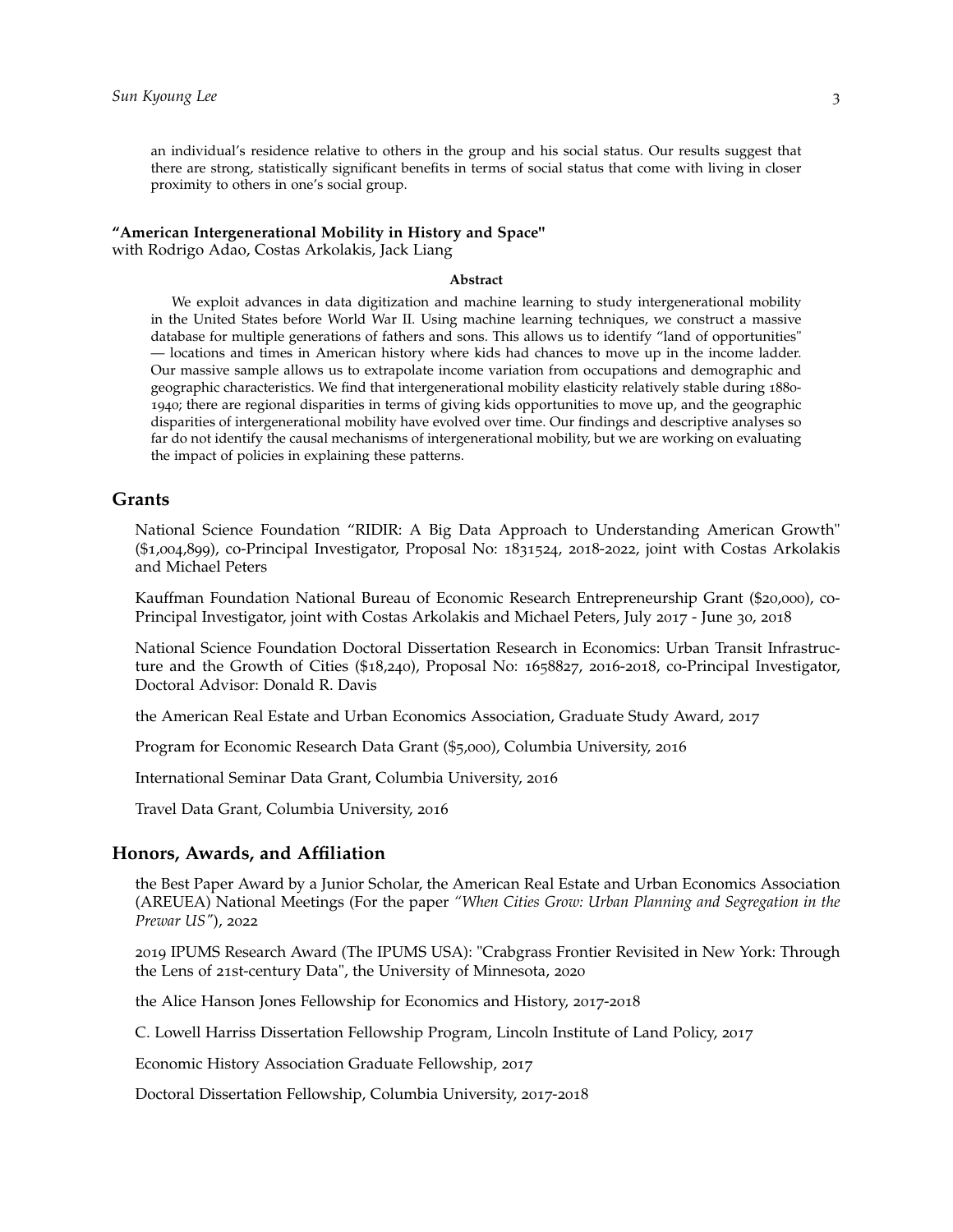an individual's residence relative to others in the group and his social status. Our results suggest that there are strong, statistically significant benefits in terms of social status that come with living in closer proximity to others in one's social group.

**"American Intergenerational Mobility in History and Space"**
with Rodrigo Adao, Costas Arkolakis, Jack Liang

**Abstract**

We exploit advances in data digitization and machine learning to study intergenerational mobility in the United States before World War II. Using machine learning techniques, we construct a massive database for multiple generations of fathers and sons. This allows us to identify "land of opportunities" — locations and times in American history where kids had chances to move up in the income ladder. Our massive sample allows us to extrapolate income variation from occupations and demographic and geographic characteristics. We find that intergenerational mobility elasticity relatively stable during 1880-1940; there are regional disparities in terms of giving kids opportunities to move up, and the geographic disparities of intergenerational mobility have evolved over time. Our findings and descriptive analyses so far do not identify the causal mechanisms of intergenerational mobility, but we are working on evaluating the impact of policies in explaining these patterns.

## Grants

National Science Foundation "RIDIR: A Big Data Approach to Understanding American Growth" ($1,004,899), co-Principal Investigator, Proposal No: 1831524, 2018-2022, joint with Costas Arkolakis and Michael Peters

Kauffman Foundation National Bureau of Economic Research Entrepreneurship Grant ($20,000), co-Principal Investigator, joint with Costas Arkolakis and Michael Peters, July 2017 - June 30, 2018

National Science Foundation Doctoral Dissertation Research in Economics: Urban Transit Infrastructure and the Growth of Cities ($18,240), Proposal No: 1658827, 2016-2018, co-Principal Investigator, Doctoral Advisor: Donald R. Davis

the American Real Estate and Urban Economics Association, Graduate Study Award, 2017

Program for Economic Research Data Grant ($5,000), Columbia University, 2016

International Seminar Data Grant, Columbia University, 2016

Travel Data Grant, Columbia University, 2016

## Honors, Awards, and Affiliation

the Best Paper Award by a Junior Scholar, the American Real Estate and Urban Economics Association (AREUEA) National Meetings (For the paper *"When Cities Grow: Urban Planning and Segregation in the Prewar US"*), 2022

2019 IPUMS Research Award (The IPUMS USA): "Crabgrass Frontier Revisited in New York: Through the Lens of 21st-century Data", the University of Minnesota, 2020

the Alice Hanson Jones Fellowship for Economics and History, 2017-2018

C. Lowell Harriss Dissertation Fellowship Program, Lincoln Institute of Land Policy, 2017

Economic History Association Graduate Fellowship, 2017

Doctoral Dissertation Fellowship, Columbia University, 2017-2018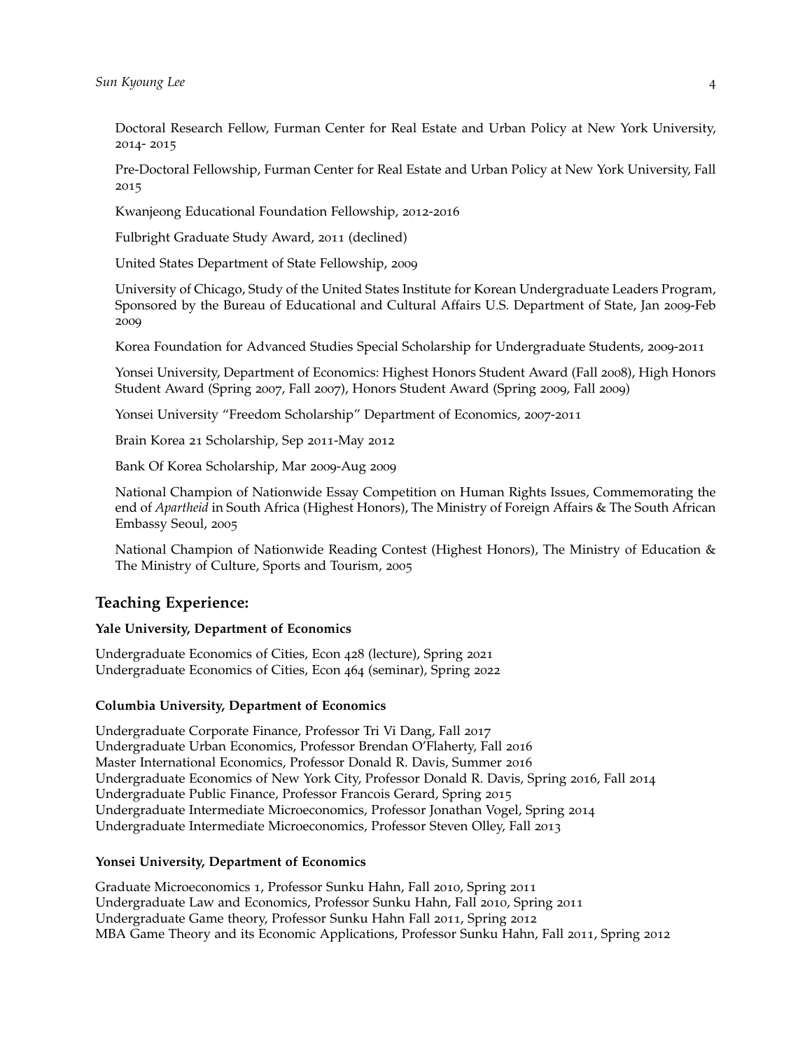Doctoral Research Fellow, Furman Center for Real Estate and Urban Policy at New York University, 2014- 2015

Pre-Doctoral Fellowship, Furman Center for Real Estate and Urban Policy at New York University, Fall 2015

Kwanjeong Educational Foundation Fellowship, 2012-2016

Fulbright Graduate Study Award, 2011 (declined)

United States Department of State Fellowship, 2009

University of Chicago, Study of the United States Institute for Korean Undergraduate Leaders Program, Sponsored by the Bureau of Educational and Cultural Affairs U.S. Department of State, Jan 2009-Feb 2009

Korea Foundation for Advanced Studies Special Scholarship for Undergraduate Students, 2009-2011

Yonsei University, Department of Economics: Highest Honors Student Award (Fall 2008), High Honors Student Award (Spring 2007, Fall 2007), Honors Student Award (Spring 2009, Fall 2009)

Yonsei University "Freedom Scholarship" Department of Economics, 2007-2011

Brain Korea 21 Scholarship, Sep 2011-May 2012

Bank Of Korea Scholarship, Mar 2009-Aug 2009

National Champion of Nationwide Essay Competition on Human Rights Issues, Commemorating the end of *Apartheid* in South Africa (Highest Honors), The Ministry of Foreign Affairs & The South African Embassy Seoul, 2005

National Champion of Nationwide Reading Contest (Highest Honors), The Ministry of Education & The Ministry of Culture, Sports and Tourism, 2005

## Teaching Experience:

**Yale University, Department of Economics**

Undergraduate Economics of Cities, Econ 428 (lecture), Spring 2021
Undergraduate Economics of Cities, Econ 464 (seminar), Spring 2022

**Columbia University, Department of Economics**

Undergraduate Corporate Finance, Professor Tri Vi Dang, Fall 2017
Undergraduate Urban Economics, Professor Brendan O'Flaherty, Fall 2016
Master International Economics, Professor Donald R. Davis, Summer 2016
Undergraduate Economics of New York City, Professor Donald R. Davis, Spring 2016, Fall 2014
Undergraduate Public Finance, Professor Francois Gerard, Spring 2015
Undergraduate Intermediate Microeconomics, Professor Jonathan Vogel, Spring 2014
Undergraduate Intermediate Microeconomics, Professor Steven Olley, Fall 2013

**Yonsei University, Department of Economics**

Graduate Microeconomics 1, Professor Sunku Hahn, Fall 2010, Spring 2011
Undergraduate Law and Economics, Professor Sunku Hahn, Fall 2010, Spring 2011
Undergraduate Game theory, Professor Sunku Hahn Fall 2011, Spring 2012
MBA Game Theory and its Economic Applications, Professor Sunku Hahn, Fall 2011, Spring 2012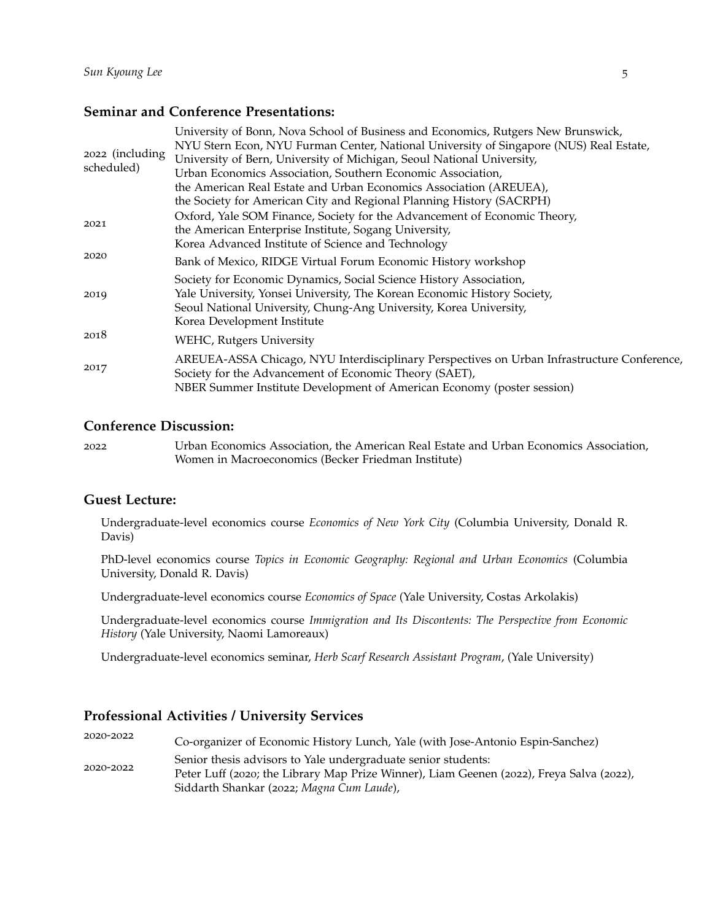## Seminar and Conference Presentations:

| | |
|---|---|
| 2022 (including scheduled) | University of Bonn, Nova School of Business and Economics, Rutgers New Brunswick, NYU Stern Econ, NYU Furman Center, National University of Singapore (NUS) Real Estate, University of Bern, University of Michigan, Seoul National University, Urban Economics Association, Southern Economic Association, the American Real Estate and Urban Economics Association (AREUEA), the Society for American City and Regional Planning History (SACRPH) |
| 2021 | Oxford, Yale SOM Finance, Society for the Advancement of Economic Theory, the American Enterprise Institute, Sogang University, Korea Advanced Institute of Science and Technology |
| 2020 | Bank of Mexico, RIDGE Virtual Forum Economic History workshop |
| 2019 | Society for Economic Dynamics, Social Science History Association, Yale University, Yonsei University, The Korean Economic History Society, Seoul National University, Chung-Ang University, Korea University, Korea Development Institute |
| 2018 | WEHC, Rutgers University |
| 2017 | AREUEA-ASSA Chicago, NYU Interdisciplinary Perspectives on Urban Infrastructure Conference, Society for the Advancement of Economic Theory (SAET), NBER Summer Institute Development of American Economy (poster session) |

## Conference Discussion:

| | |
|---|---|
| 2022 | Urban Economics Association, the American Real Estate and Urban Economics Association, Women in Macroeconomics (Becker Friedman Institute) |

## Guest Lecture:

Undergraduate-level economics course *Economics of New York City* (Columbia University, Donald R. Davis)

PhD-level economics course *Topics in Economic Geography: Regional and Urban Economics* (Columbia University, Donald R. Davis)

Undergraduate-level economics course *Economics of Space* (Yale University, Costas Arkolakis)

Undergraduate-level economics course *Immigration and Its Discontents: The Perspective from Economic History* (Yale University, Naomi Lamoreaux)

Undergraduate-level economics seminar, *Herb Scarf Research Assistant Program*, (Yale University)

## Professional Activities / University Services

| | |
|---|---|
| 2020-2022 | Co-organizer of Economic History Lunch, Yale (with Jose-Antonio Espin-Sanchez) |
| 2020-2022 | Senior thesis advisors to Yale undergraduate senior students: Peter Luff (2020; the Library Map Prize Winner), Liam Geenen (2022), Freya Salva (2022), Siddarth Shankar (2022; *Magna Cum Laude*), |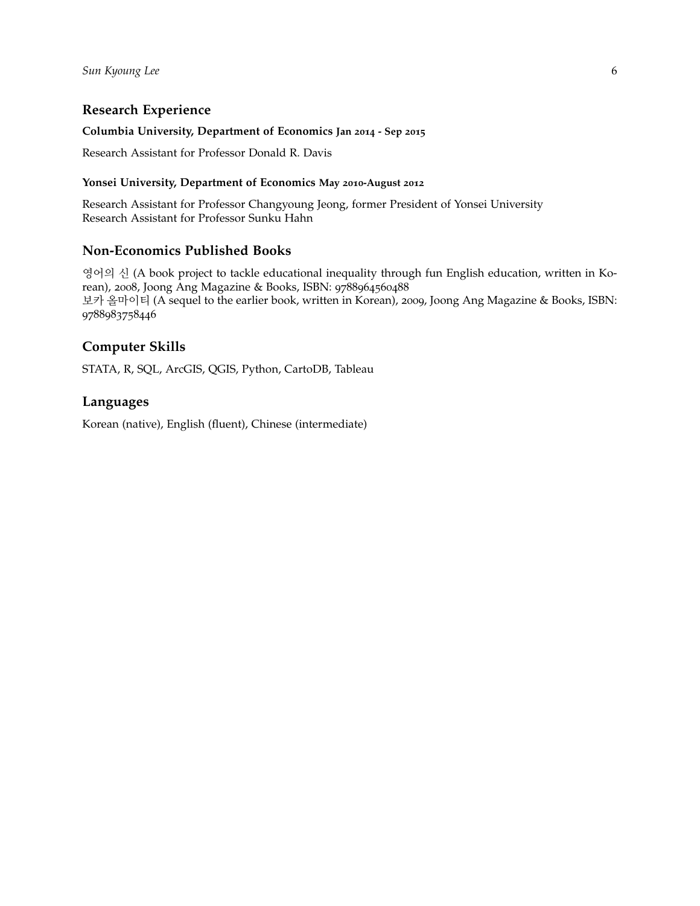## Research Experience

**Columbia University, Department of Economics Jan 2014 - Sep 2015**

Research Assistant for Professor Donald R. Davis

**Yonsei University, Department of Economics May 2010-August 2012**

Research Assistant for Professor Changyoung Jeong, former President of Yonsei University
Research Assistant for Professor Sunku Hahn

## Non-Economics Published Books

영어의 신 (A book project to tackle educational inequality through fun English education, written in Korean), 2008, Joong Ang Magazine & Books, ISBN: 9788964560488
보카 올마이티 (A sequel to the earlier book, written in Korean), 2009, Joong Ang Magazine & Books, ISBN: 9788983758446

## Computer Skills

STATA, R, SQL, ArcGIS, QGIS, Python, CartoDB, Tableau

## Languages

Korean (native), English (fluent), Chinese (intermediate)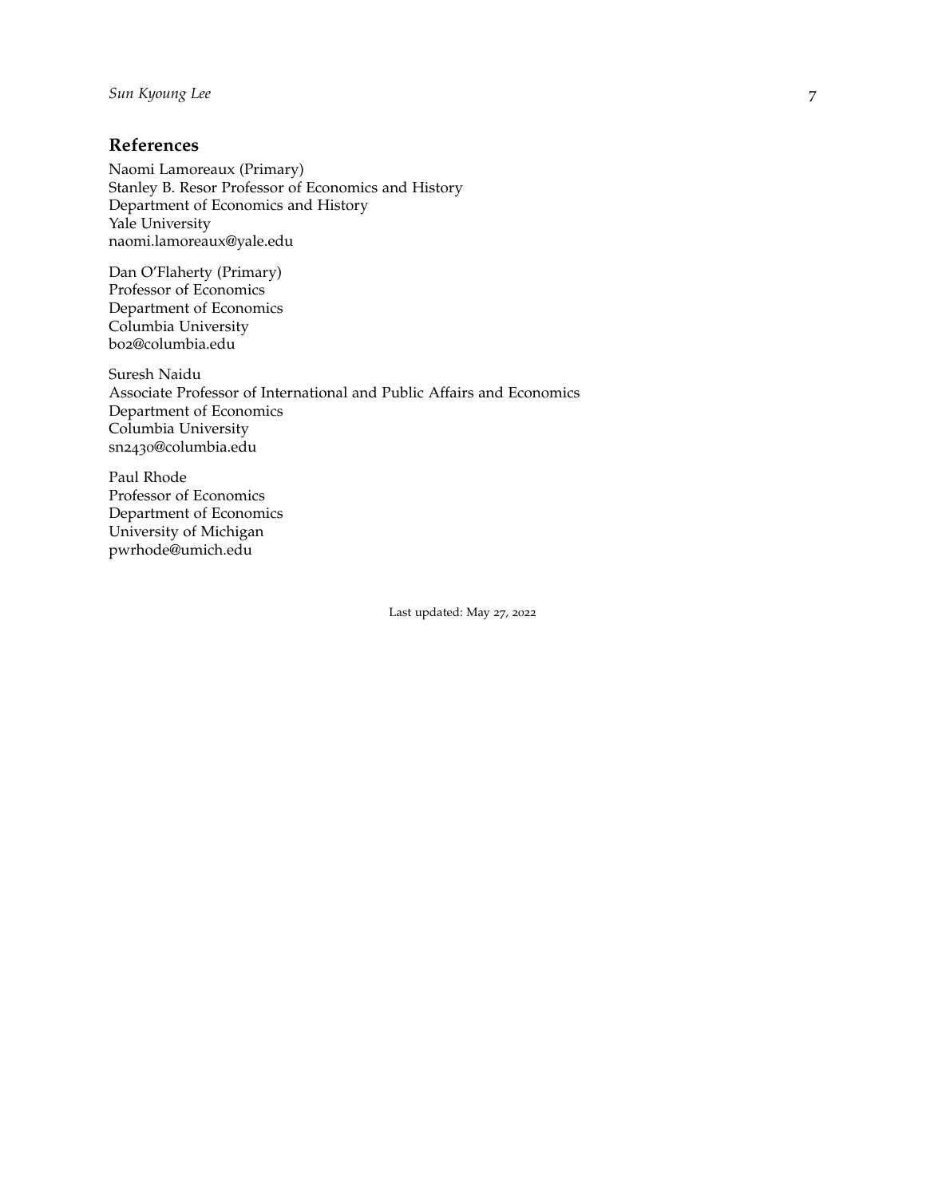## References

Naomi Lamoreaux (Primary)
Stanley B. Resor Professor of Economics and History
Department of Economics and History
Yale University
naomi.lamoreaux@yale.edu

Dan O'Flaherty (Primary)
Professor of Economics
Department of Economics
Columbia University
bo2@columbia.edu

Suresh Naidu
Associate Professor of International and Public Affairs and Economics
Department of Economics
Columbia University
sn2430@columbia.edu

Paul Rhode
Professor of Economics
Department of Economics
University of Michigan
pwrhode@umich.edu

Last updated: May 27, 2022